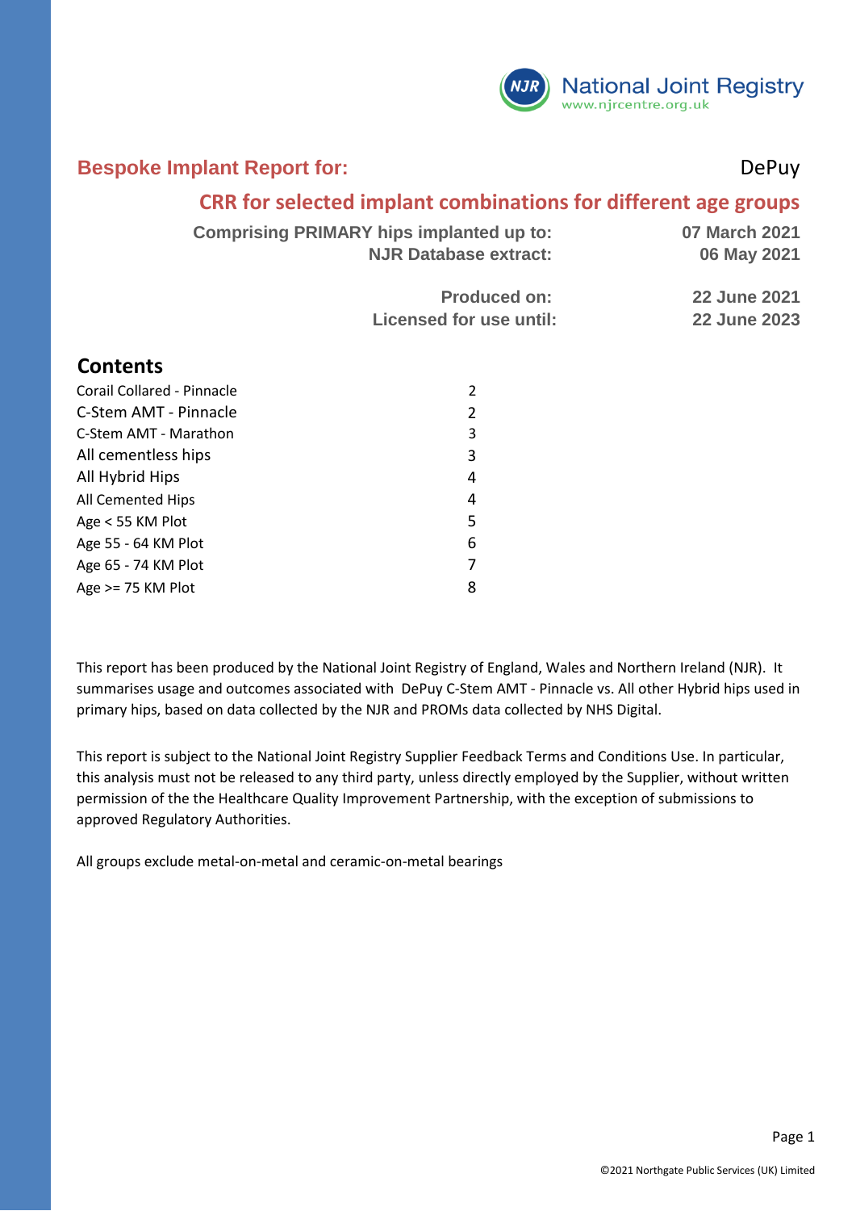National Joint Registry
www.njrcentre.org.uk

# Bespoke Implant Report for: DePuy

## CRR for selected implant combinations for different age groups

| | |
|---|---|
| **Comprising PRIMARY hips implanted up to:** | **07 March 2021** |
| **NJR Database extract:** | **06 May 2021** |
| **Produced on:** | **22 June 2021** |
| **Licensed for use until:** | **22 June 2023** |

## Contents

| | |
|---|---|
| Corail Collared - Pinnacle | 2 |
| C-Stem AMT - Pinnacle | 2 |
| C-Stem AMT - Marathon | 3 |
| All cementless hips | 3 |
| All Hybrid Hips | 4 |
| All Cemented Hips | 4 |
| Age < 55 KM Plot | 5 |
| Age 55 - 64 KM Plot | 6 |
| Age 65 - 74 KM Plot | 7 |
| Age >= 75 KM Plot | 8 |

This report has been produced by the National Joint Registry of England, Wales and Northern Ireland (NJR). It summarises usage and outcomes associated with DePuy C-Stem AMT - Pinnacle vs. All other Hybrid hips used in primary hips, based on data collected by the NJR and PROMs data collected by NHS Digital.

This report is subject to the National Joint Registry Supplier Feedback Terms and Conditions Use. In particular, this analysis must not be released to any third party, unless directly employed by the Supplier, without written permission of the the Healthcare Quality Improvement Partnership, with the exception of submissions to approved Regulatory Authorities.

All groups exclude metal-on-metal and ceramic-on-metal bearings

©2021 Northgate Public Services (UK) Limited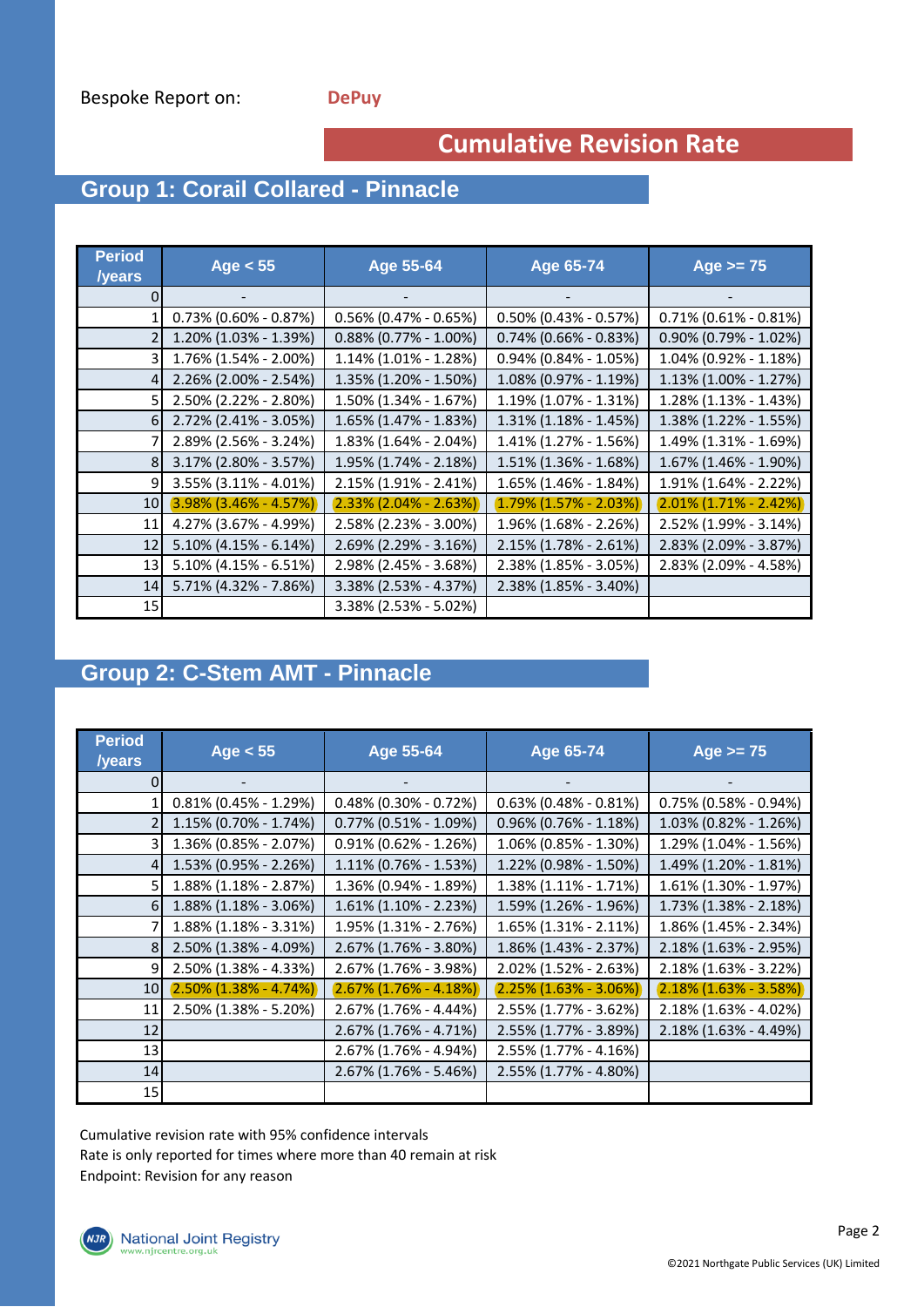Bespoke Report on: **DePuy**

# Cumulative Revision Rate

## Group 1: Corail Collared - Pinnacle

| Period /years | Age < 55 | Age 55-64 | Age 65-74 | Age >= 75 |
|---|---|---|---|---|
| 0 | - | - | - | - |
| 1 | 0.73% (0.60% - 0.87%) | 0.56% (0.47% - 0.65%) | 0.50% (0.43% - 0.57%) | 0.71% (0.61% - 0.81%) |
| 2 | 1.20% (1.03% - 1.39%) | 0.88% (0.77% - 1.00%) | 0.74% (0.66% - 0.83%) | 0.90% (0.79% - 1.02%) |
| 3 | 1.76% (1.54% - 2.00%) | 1.14% (1.01% - 1.28%) | 0.94% (0.84% - 1.05%) | 1.04% (0.92% - 1.18%) |
| 4 | 2.26% (2.00% - 2.54%) | 1.35% (1.20% - 1.50%) | 1.08% (0.97% - 1.19%) | 1.13% (1.00% - 1.27%) |
| 5 | 2.50% (2.22% - 2.80%) | 1.50% (1.34% - 1.67%) | 1.19% (1.07% - 1.31%) | 1.28% (1.13% - 1.43%) |
| 6 | 2.72% (2.41% - 3.05%) | 1.65% (1.47% - 1.83%) | 1.31% (1.18% - 1.45%) | 1.38% (1.22% - 1.55%) |
| 7 | 2.89% (2.56% - 3.24%) | 1.83% (1.64% - 2.04%) | 1.41% (1.27% - 1.56%) | 1.49% (1.31% - 1.69%) |
| 8 | 3.17% (2.80% - 3.57%) | 1.95% (1.74% - 2.18%) | 1.51% (1.36% - 1.68%) | 1.67% (1.46% - 1.90%) |
| 9 | 3.55% (3.11% - 4.01%) | 2.15% (1.91% - 2.41%) | 1.65% (1.46% - 1.84%) | 1.91% (1.64% - 2.22%) |
| 10 | 3.98% (3.46% - 4.57%) | 2.33% (2.04% - 2.63%) | 1.79% (1.57% - 2.03%) | 2.01% (1.71% - 2.42%) |
| 11 | 4.27% (3.67% - 4.99%) | 2.58% (2.23% - 3.00%) | 1.96% (1.68% - 2.26%) | 2.52% (1.99% - 3.14%) |
| 12 | 5.10% (4.15% - 6.14%) | 2.69% (2.29% - 3.16%) | 2.15% (1.78% - 2.61%) | 2.83% (2.09% - 3.87%) |
| 13 | 5.10% (4.15% - 6.51%) | 2.98% (2.45% - 3.68%) | 2.38% (1.85% - 3.05%) | 2.83% (2.09% - 4.58%) |
| 14 | 5.71% (4.32% - 7.86%) | 3.38% (2.53% - 4.37%) | 2.38% (1.85% - 3.40%) | |
| 15 | | 3.38% (2.53% - 5.02%) | | |

## Group 2: C-Stem AMT - Pinnacle

| Period /years | Age < 55 | Age 55-64 | Age 65-74 | Age >= 75 |
|---|---|---|---|---|
| 0 | - | - | - | - |
| 1 | 0.81% (0.45% - 1.29%) | 0.48% (0.30% - 0.72%) | 0.63% (0.48% - 0.81%) | 0.75% (0.58% - 0.94%) |
| 2 | 1.15% (0.70% - 1.74%) | 0.77% (0.51% - 1.09%) | 0.96% (0.76% - 1.18%) | 1.03% (0.82% - 1.26%) |
| 3 | 1.36% (0.85% - 2.07%) | 0.91% (0.62% - 1.26%) | 1.06% (0.85% - 1.30%) | 1.29% (1.04% - 1.56%) |
| 4 | 1.53% (0.95% - 2.26%) | 1.11% (0.76% - 1.53%) | 1.22% (0.98% - 1.50%) | 1.49% (1.20% - 1.81%) |
| 5 | 1.88% (1.18% - 2.87%) | 1.36% (0.94% - 1.89%) | 1.38% (1.11% - 1.71%) | 1.61% (1.30% - 1.97%) |
| 6 | 1.88% (1.18% - 3.06%) | 1.61% (1.10% - 2.23%) | 1.59% (1.26% - 1.96%) | 1.73% (1.38% - 2.18%) |
| 7 | 1.88% (1.18% - 3.31%) | 1.95% (1.31% - 2.76%) | 1.65% (1.31% - 2.11%) | 1.86% (1.45% - 2.34%) |
| 8 | 2.50% (1.38% - 4.09%) | 2.67% (1.76% - 3.80%) | 1.86% (1.43% - 2.37%) | 2.18% (1.63% - 2.95%) |
| 9 | 2.50% (1.38% - 4.33%) | 2.67% (1.76% - 3.98%) | 2.02% (1.52% - 2.63%) | 2.18% (1.63% - 3.22%) |
| 10 | 2.50% (1.38% - 4.74%) | 2.67% (1.76% - 4.18%) | 2.25% (1.63% - 3.06%) | 2.18% (1.63% - 3.58%) |
| 11 | 2.50% (1.38% - 5.20%) | 2.67% (1.76% - 4.44%) | 2.55% (1.77% - 3.62%) | 2.18% (1.63% - 4.02%) |
| 12 | | 2.67% (1.76% - 4.71%) | 2.55% (1.77% - 3.89%) | 2.18% (1.63% - 4.49%) |
| 13 | | 2.67% (1.76% - 4.94%) | 2.55% (1.77% - 4.16%) | |
| 14 | | 2.67% (1.76% - 5.46%) | 2.55% (1.77% - 4.80%) | |
| 15 | | | | |

Cumulative revision rate with 95% confidence intervals
Rate is only reported for times where more than 40 remain at risk
Endpoint: Revision for any reason

National Joint Registry
www.njrcentre.org.uk

©2021 Northgate Public Services (UK) Limited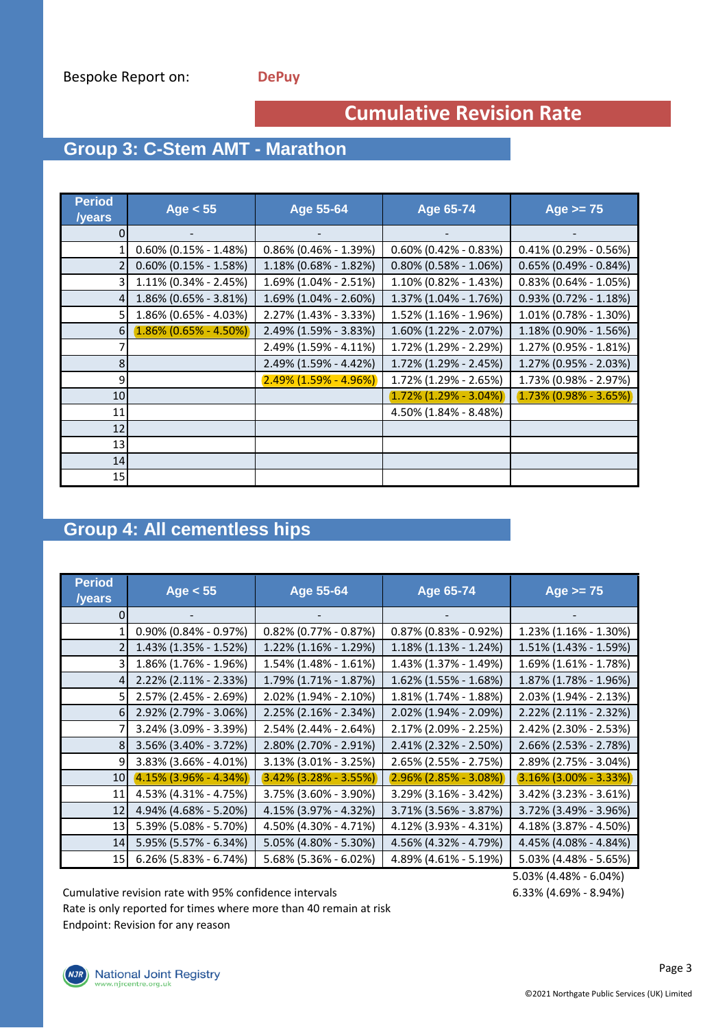Bespoke Report on: **DePuy**

# Cumulative Revision Rate

## Group 3: C-Stem AMT - Marathon

| Period /years | Age < 55 | Age 55-64 | Age 65-74 | Age >= 75 |
|---|---|---|---|---|
| 0 | - | - | - | - |
| 1 | 0.60% (0.15% - 1.48%) | 0.86% (0.46% - 1.39%) | 0.60% (0.42% - 0.83%) | 0.41% (0.29% - 0.56%) |
| 2 | 0.60% (0.15% - 1.58%) | 1.18% (0.68% - 1.82%) | 0.80% (0.58% - 1.06%) | 0.65% (0.49% - 0.84%) |
| 3 | 1.11% (0.34% - 2.45%) | 1.69% (1.04% - 2.51%) | 1.10% (0.82% - 1.43%) | 0.83% (0.64% - 1.05%) |
| 4 | 1.86% (0.65% - 3.81%) | 1.69% (1.04% - 2.60%) | 1.37% (1.04% - 1.76%) | 0.93% (0.72% - 1.18%) |
| 5 | 1.86% (0.65% - 4.03%) | 2.27% (1.43% - 3.33%) | 1.52% (1.16% - 1.96%) | 1.01% (0.78% - 1.30%) |
| 6 | 1.86% (0.65% - 4.50%) | 2.49% (1.59% - 3.83%) | 1.60% (1.22% - 2.07%) | 1.18% (0.90% - 1.56%) |
| 7 | | 2.49% (1.59% - 4.11%) | 1.72% (1.29% - 2.29%) | 1.27% (0.95% - 1.81%) |
| 8 | | 2.49% (1.59% - 4.42%) | 1.72% (1.29% - 2.45%) | 1.27% (0.95% - 2.03%) |
| 9 | | 2.49% (1.59% - 4.96%) | 1.72% (1.29% - 2.65%) | 1.73% (0.98% - 2.97%) |
| 10 | | | 1.72% (1.29% - 3.04%) | 1.73% (0.98% - 3.65%) |
| 11 | | | 4.50% (1.84% - 8.48%) | |
| 12 | | | | |
| 13 | | | | |
| 14 | | | | |
| 15 | | | | |

## Group 4: All cementless hips

| Period /years | Age < 55 | Age 55-64 | Age 65-74 | Age >= 75 |
|---|---|---|---|---|
| 0 | - | - | - | - |
| 1 | 0.90% (0.84% - 0.97%) | 0.82% (0.77% - 0.87%) | 0.87% (0.83% - 0.92%) | 1.23% (1.16% - 1.30%) |
| 2 | 1.43% (1.35% - 1.52%) | 1.22% (1.16% - 1.29%) | 1.18% (1.13% - 1.24%) | 1.51% (1.43% - 1.59%) |
| 3 | 1.86% (1.76% - 1.96%) | 1.54% (1.48% - 1.61%) | 1.43% (1.37% - 1.49%) | 1.69% (1.61% - 1.78%) |
| 4 | 2.22% (2.11% - 2.33%) | 1.79% (1.71% - 1.87%) | 1.62% (1.55% - 1.68%) | 1.87% (1.78% - 1.96%) |
| 5 | 2.57% (2.45% - 2.69%) | 2.02% (1.94% - 2.10%) | 1.81% (1.74% - 1.88%) | 2.03% (1.94% - 2.13%) |
| 6 | 2.92% (2.79% - 3.06%) | 2.25% (2.16% - 2.34%) | 2.02% (1.94% - 2.09%) | 2.22% (2.11% - 2.32%) |
| 7 | 3.24% (3.09% - 3.39%) | 2.54% (2.44% - 2.64%) | 2.17% (2.09% - 2.25%) | 2.42% (2.30% - 2.53%) |
| 8 | 3.56% (3.40% - 3.72%) | 2.80% (2.70% - 2.91%) | 2.41% (2.32% - 2.50%) | 2.66% (2.53% - 2.78%) |
| 9 | 3.83% (3.66% - 4.01%) | 3.13% (3.01% - 3.25%) | 2.65% (2.55% - 2.75%) | 2.89% (2.75% - 3.04%) |
| 10 | 4.15% (3.96% - 4.34%) | 3.42% (3.28% - 3.55%) | 2.96% (2.85% - 3.08%) | 3.16% (3.00% - 3.33%) |
| 11 | 4.53% (4.31% - 4.75%) | 3.75% (3.60% - 3.90%) | 3.29% (3.16% - 3.42%) | 3.42% (3.23% - 3.61%) |
| 12 | 4.94% (4.68% - 5.20%) | 4.15% (3.97% - 4.32%) | 3.71% (3.56% - 3.87%) | 3.72% (3.49% - 3.96%) |
| 13 | 5.39% (5.08% - 5.70%) | 4.50% (4.30% - 4.71%) | 4.12% (3.93% - 4.31%) | 4.18% (3.87% - 4.50%) |
| 14 | 5.95% (5.57% - 6.34%) | 5.05% (4.80% - 5.30%) | 4.56% (4.32% - 4.79%) | 4.45% (4.08% - 4.84%) |
| 15 | 6.26% (5.83% - 6.74%) | 5.68% (5.36% - 6.02%) | 4.89% (4.61% - 5.19%) | 5.03% (4.48% - 5.65%) |
| | | | | 5.03% (4.48% - 6.04%) |
| | | | | 6.33% (4.69% - 8.94%) |

Cumulative revision rate with 95% confidence intervals
Rate is only reported for times where more than 40 remain at risk
Endpoint: Revision for any reason

National Joint Registry
www.njrcentre.org.uk

©2021 Northgate Public Services (UK) Limited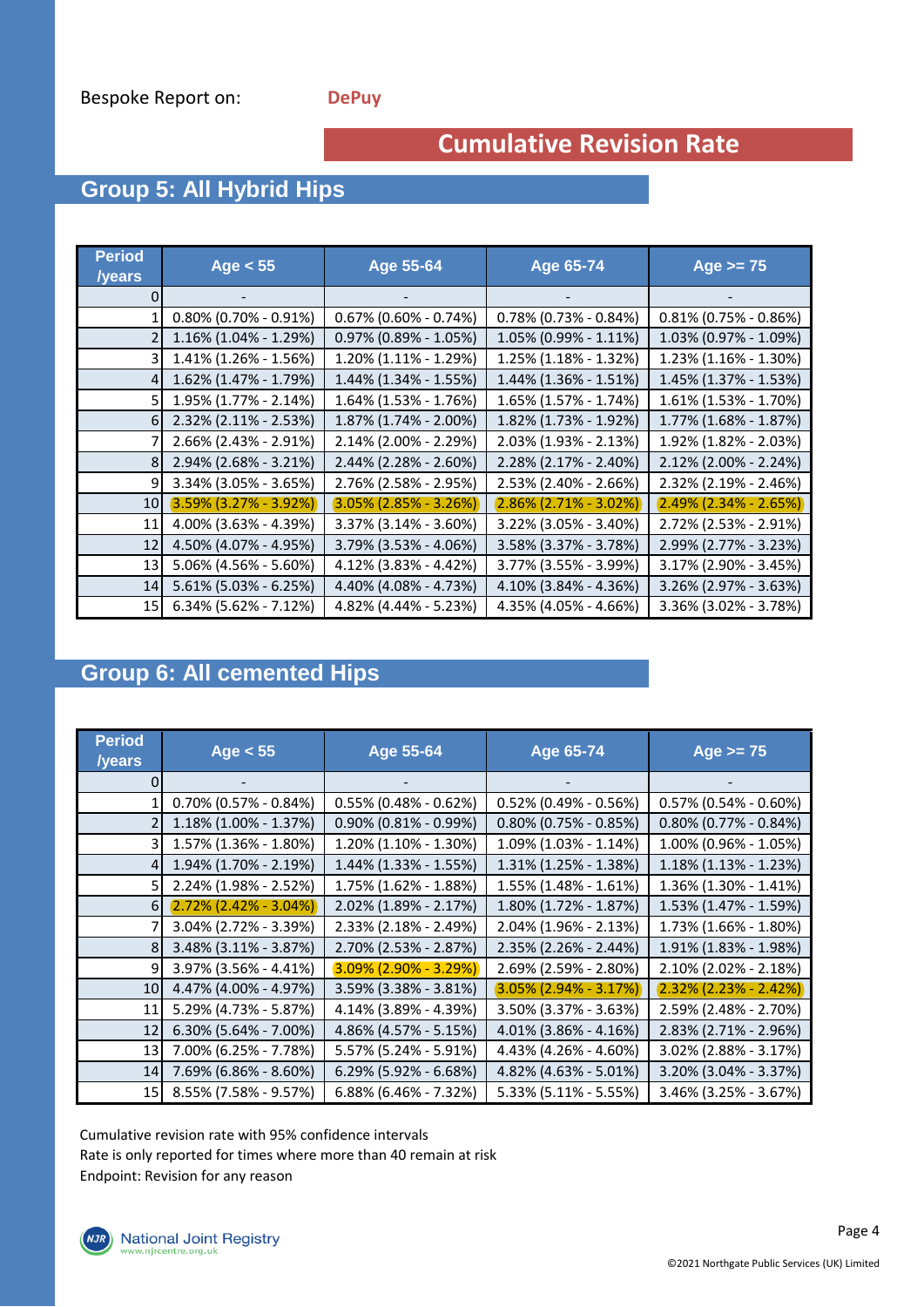Bespoke Report on: **DePuy**

# Cumulative Revision Rate

## Group 5: All Hybrid Hips

| Period /years | Age < 55 | Age 55-64 | Age 65-74 | Age >= 75 |
|---|---|---|---|---|
| 0 | - | - | - | - |
| 1 | 0.80% (0.70% - 0.91%) | 0.67% (0.60% - 0.74%) | 0.78% (0.73% - 0.84%) | 0.81% (0.75% - 0.86%) |
| 2 | 1.16% (1.04% - 1.29%) | 0.97% (0.89% - 1.05%) | 1.05% (0.99% - 1.11%) | 1.03% (0.97% - 1.09%) |
| 3 | 1.41% (1.26% - 1.56%) | 1.20% (1.11% - 1.29%) | 1.25% (1.18% - 1.32%) | 1.23% (1.16% - 1.30%) |
| 4 | 1.62% (1.47% - 1.79%) | 1.44% (1.34% - 1.55%) | 1.44% (1.36% - 1.51%) | 1.45% (1.37% - 1.53%) |
| 5 | 1.95% (1.77% - 2.14%) | 1.64% (1.53% - 1.76%) | 1.65% (1.57% - 1.74%) | 1.61% (1.53% - 1.70%) |
| 6 | 2.32% (2.11% - 2.53%) | 1.87% (1.74% - 2.00%) | 1.82% (1.73% - 1.92%) | 1.77% (1.68% - 1.87%) |
| 7 | 2.66% (2.43% - 2.91%) | 2.14% (2.00% - 2.29%) | 2.03% (1.93% - 2.13%) | 1.92% (1.82% - 2.03%) |
| 8 | 2.94% (2.68% - 3.21%) | 2.44% (2.28% - 2.60%) | 2.28% (2.17% - 2.40%) | 2.12% (2.00% - 2.24%) |
| 9 | 3.34% (3.05% - 3.65%) | 2.76% (2.58% - 2.95%) | 2.53% (2.40% - 2.66%) | 2.32% (2.19% - 2.46%) |
| 10 | 3.59% (3.27% - 3.92%) | 3.05% (2.85% - 3.26%) | 2.86% (2.71% - 3.02%) | 2.49% (2.34% - 2.65%) |
| 11 | 4.00% (3.63% - 4.39%) | 3.37% (3.14% - 3.60%) | 3.22% (3.05% - 3.40%) | 2.72% (2.53% - 2.91%) |
| 12 | 4.50% (4.07% - 4.95%) | 3.79% (3.53% - 4.06%) | 3.58% (3.37% - 3.78%) | 2.99% (2.77% - 3.23%) |
| 13 | 5.06% (4.56% - 5.60%) | 4.12% (3.83% - 4.42%) | 3.77% (3.55% - 3.99%) | 3.17% (2.90% - 3.45%) |
| 14 | 5.61% (5.03% - 6.25%) | 4.40% (4.08% - 4.73%) | 4.10% (3.84% - 4.36%) | 3.26% (2.97% - 3.63%) |
| 15 | 6.34% (5.62% - 7.12%) | 4.82% (4.44% - 5.23%) | 4.35% (4.05% - 4.66%) | 3.36% (3.02% - 3.78%) |

## Group 6: All cemented Hips

| Period /years | Age < 55 | Age 55-64 | Age 65-74 | Age >= 75 |
|---|---|---|---|---|
| 0 | - | - | - | - |
| 1 | 0.70% (0.57% - 0.84%) | 0.55% (0.48% - 0.62%) | 0.52% (0.49% - 0.56%) | 0.57% (0.54% - 0.60%) |
| 2 | 1.18% (1.00% - 1.37%) | 0.90% (0.81% - 0.99%) | 0.80% (0.75% - 0.85%) | 0.80% (0.77% - 0.84%) |
| 3 | 1.57% (1.36% - 1.80%) | 1.20% (1.10% - 1.30%) | 1.09% (1.03% - 1.14%) | 1.00% (0.96% - 1.05%) |
| 4 | 1.94% (1.70% - 2.19%) | 1.44% (1.33% - 1.55%) | 1.31% (1.25% - 1.38%) | 1.18% (1.13% - 1.23%) |
| 5 | 2.24% (1.98% - 2.52%) | 1.75% (1.62% - 1.88%) | 1.55% (1.48% - 1.61%) | 1.36% (1.30% - 1.41%) |
| 6 | 2.72% (2.42% - 3.04%) | 2.02% (1.89% - 2.17%) | 1.80% (1.72% - 1.87%) | 1.53% (1.47% - 1.59%) |
| 7 | 3.04% (2.72% - 3.39%) | 2.33% (2.18% - 2.49%) | 2.04% (1.96% - 2.13%) | 1.73% (1.66% - 1.80%) |
| 8 | 3.48% (3.11% - 3.87%) | 2.70% (2.53% - 2.87%) | 2.35% (2.26% - 2.44%) | 1.91% (1.83% - 1.98%) |
| 9 | 3.97% (3.56% - 4.41%) | 3.09% (2.90% - 3.29%) | 2.69% (2.59% - 2.80%) | 2.10% (2.02% - 2.18%) |
| 10 | 4.47% (4.00% - 4.97%) | 3.59% (3.38% - 3.81%) | 3.05% (2.94% - 3.17%) | 2.32% (2.23% - 2.42%) |
| 11 | 5.29% (4.73% - 5.87%) | 4.14% (3.89% - 4.39%) | 3.50% (3.37% - 3.63%) | 2.59% (2.48% - 2.70%) |
| 12 | 6.30% (5.64% - 7.00%) | 4.86% (4.57% - 5.15%) | 4.01% (3.86% - 4.16%) | 2.83% (2.71% - 2.96%) |
| 13 | 7.00% (6.25% - 7.78%) | 5.57% (5.24% - 5.91%) | 4.43% (4.26% - 4.60%) | 3.02% (2.88% - 3.17%) |
| 14 | 7.69% (6.86% - 8.60%) | 6.29% (5.92% - 6.68%) | 4.82% (4.63% - 5.01%) | 3.20% (3.04% - 3.37%) |
| 15 | 8.55% (7.58% - 9.57%) | 6.88% (6.46% - 7.32%) | 5.33% (5.11% - 5.55%) | 3.46% (3.25% - 3.67%) |

Cumulative revision rate with 95% confidence intervals
Rate is only reported for times where more than 40 remain at risk
Endpoint: Revision for any reason

National Joint Registry
www.njrcentre.org.uk

©2021 Northgate Public Services (UK) Limited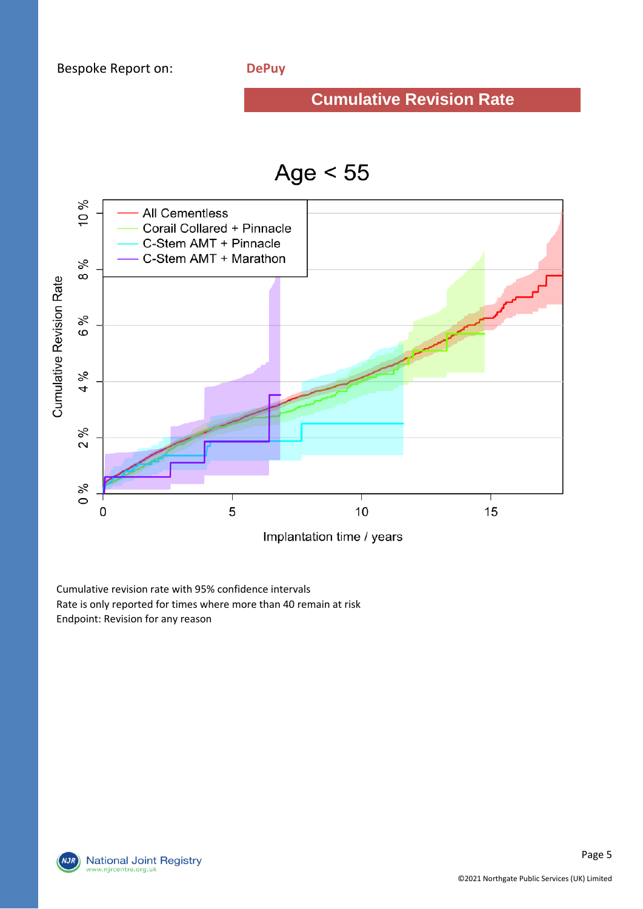Bespoke Report on: **DepPuy**

## Cumulative Revision Rate

### Age < 55

Cumulative revision rate with 95% confidence intervals
Rate is only reported for times where more than 40 remain at risk
Endpoint: Revision for any reason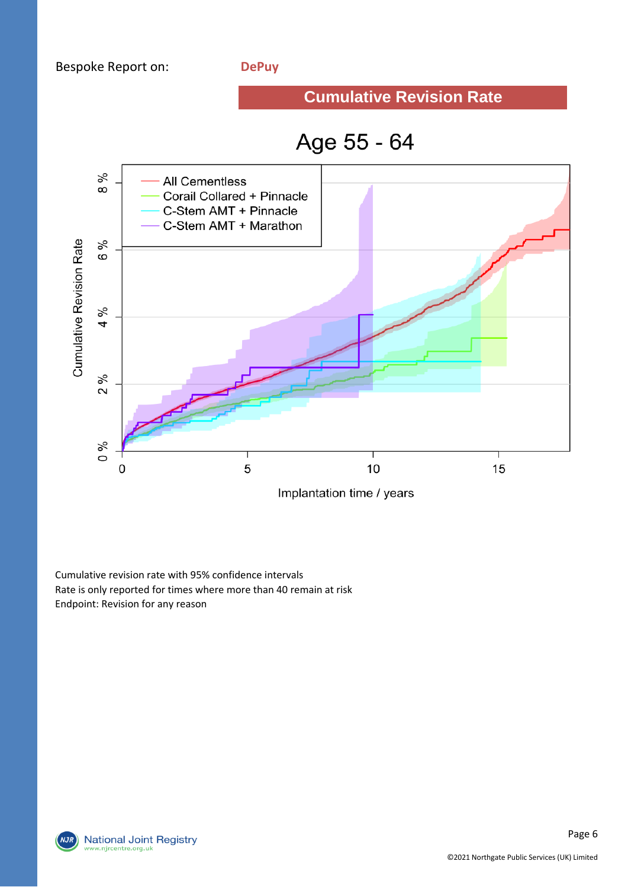Bespoke Report on: **DePuy**

## Cumulative Revision Rate

### Age 55 - 64

All Cemented
Corail Collared + Pinnacle
C-Stem AMT + Pinnacle
C-Stem AMT + Marathon

Cumulative Revision Rate

Implantation time / years

Cumulative revision rate with 95% confidence intervals
Rate is only reported for times where more than 40 remain at risk
Endpoint: Revision for any reason

©2021 Northgate Public Services (UK) Limited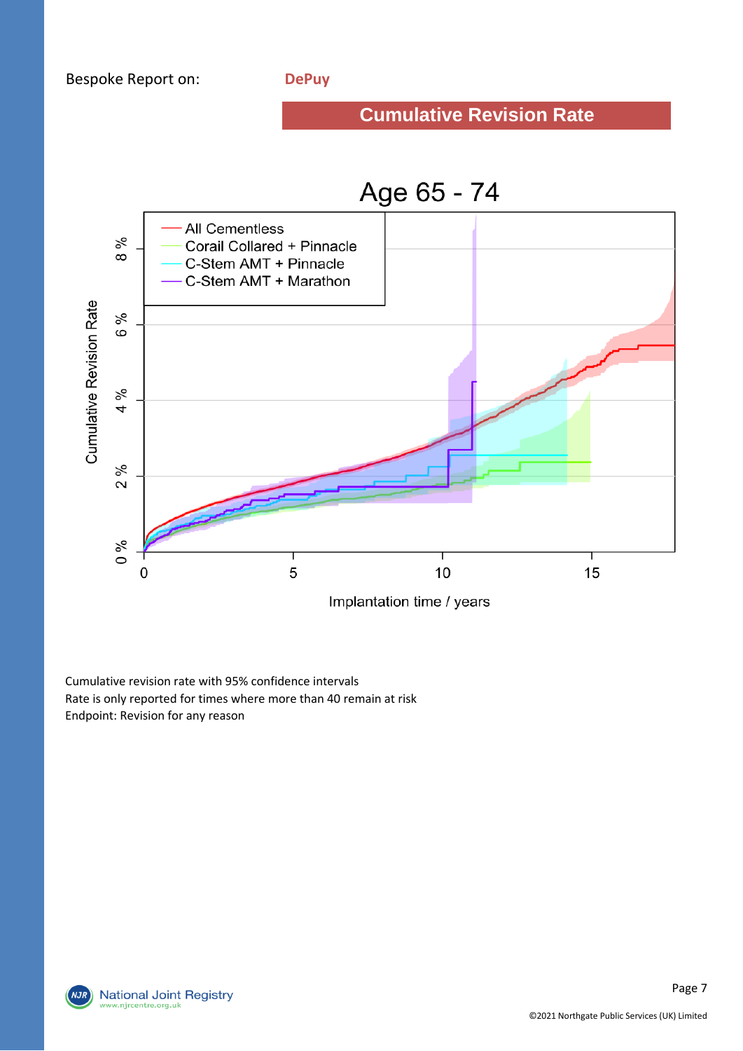Bespoke Report on: **DePuy**

## Cumulative Revision Rate

### Age 65 - 74

Cumulative revision rate with 95% confidence intervals
Rate is only reported for times where more than 40 remain at risk
Endpoint: Revision for any reason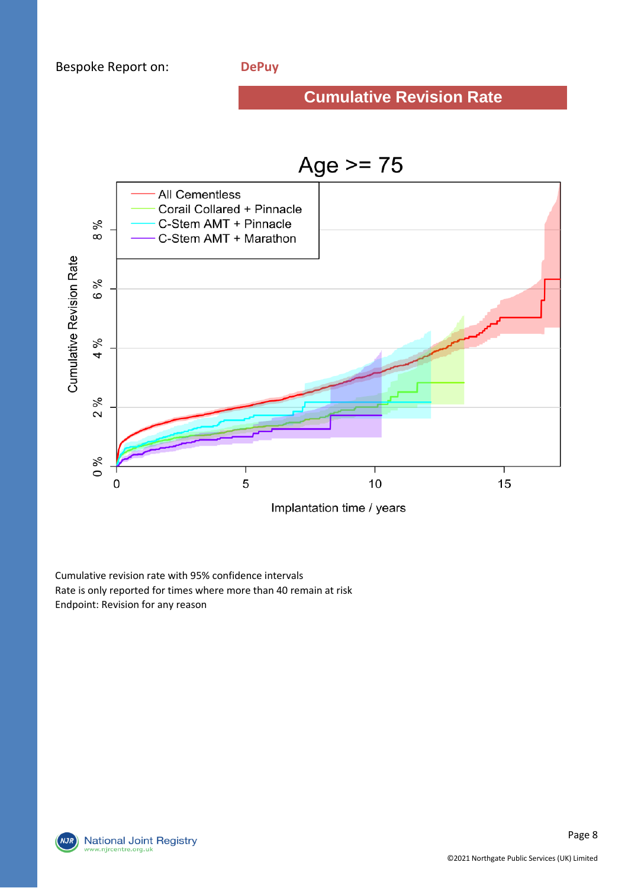Bespoke Report on: **DepuY**

## Cumulative Revision Rate

Cumulative revision rate with 95% confidence intervals
Rate is only reported for times where more than 40 remain at risk
Endpoint: Revision for any reason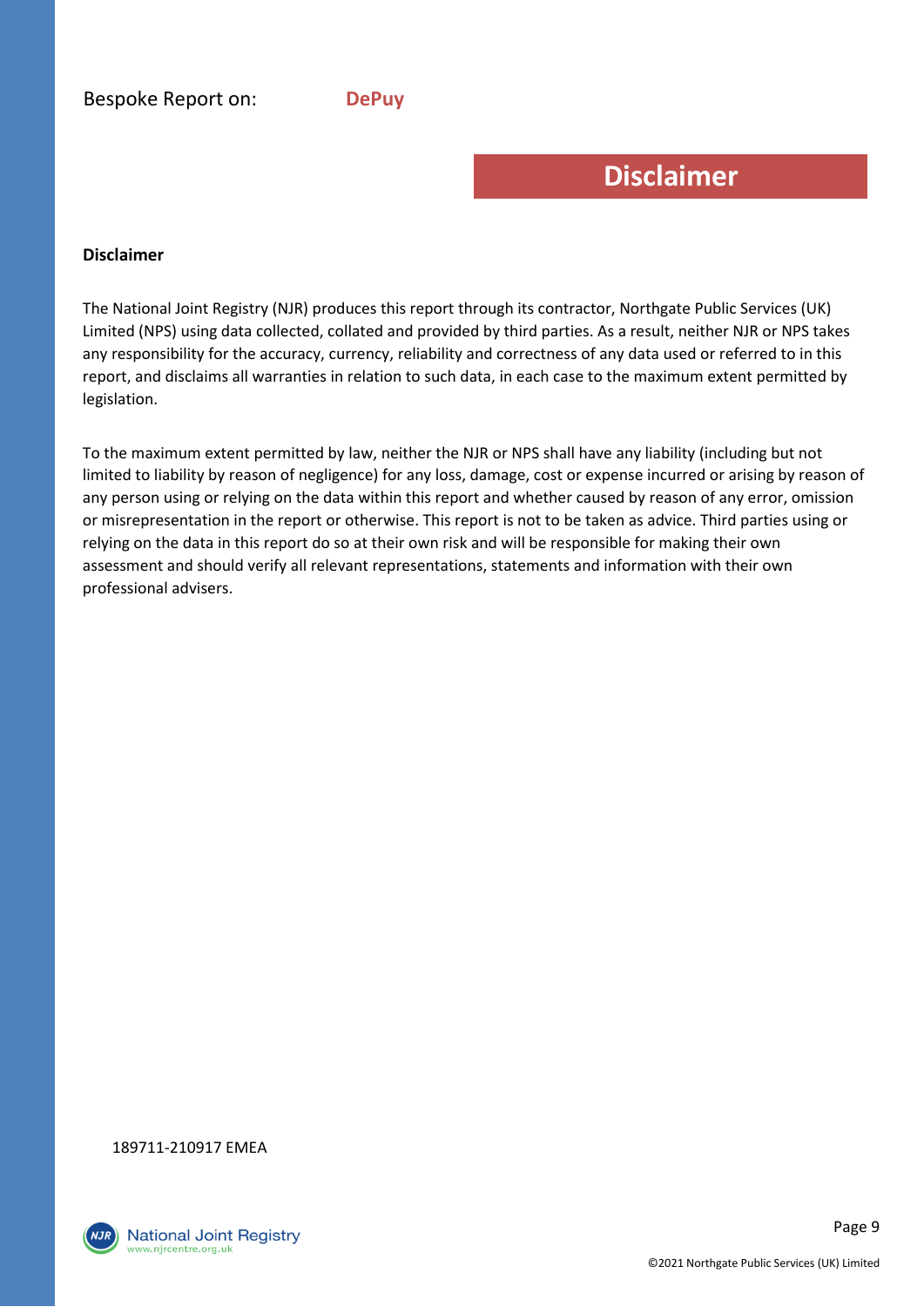# Disclaimer

**Disclaimer**

The National Joint Registry (NJR) produces this report through its contractor, Northgate Public Services (UK) Limited (NPS) using data collected, collated and provided by third parties. As a result, neither NJR or NPS takes any responsibility for the accuracy, currency, reliability and correctness of any data used or referred to in this report, and disclaims all warranties in relation to such data, in each case to the maximum extent permitted by legislation.

To the maximum extent permitted by law, neither the NJR or NPS shall have any liability (including but not limited to liability by reason of negligence) for any loss, damage, cost or expense incurred or arising by reason of any person using or relying on the data within this report and whether caused by reason of any error, omission or misrepresentation in the report or otherwise. This report is not to be taken as advice. Third parties using or relying on the data in this report do so at their own risk and will be responsible for making their own assessment and should verify all relevant representations, statements and information with their own professional advisers.

189711-210917 EMEA